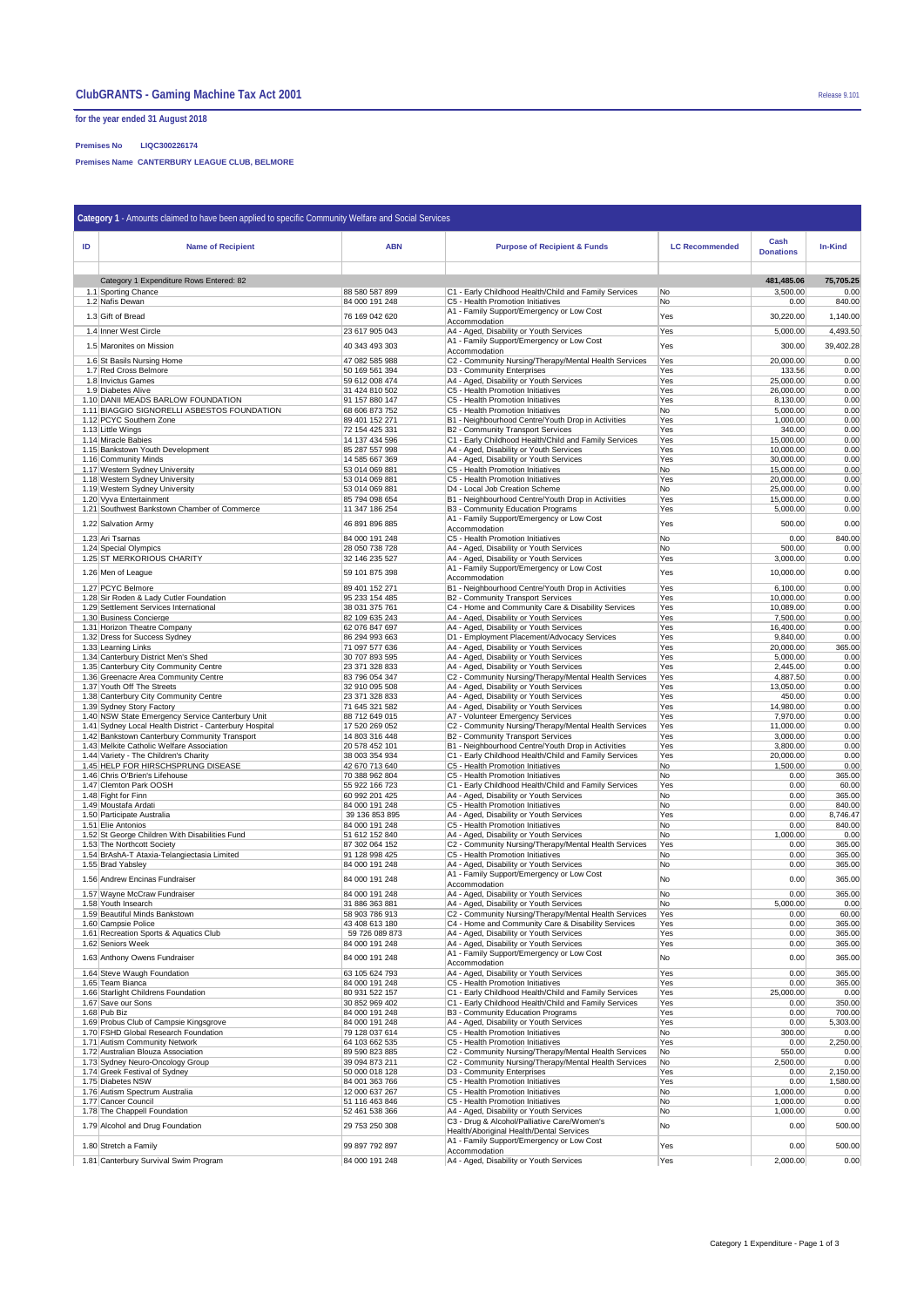# ClubGRANTS - Gaming Machine Tax Act 2001

Release 9.101

**for the year ended 31 August 2018**

**Premises No** LIQC300226174

**Premises Name** CANTERBURY LEAGUE CLUB, BELMORE

**Category 1** - Amounts claimed to have been applied to specific Community Welfare and Social Services

| ID | Name of Recipient | ABN | Purpose of Recipient & Funds | LC Recommended | Cash Donations | In-Kind |
|---|---|---|---|---|---|---|
| | Category 1 Expenditure Rows Entered: 82 | | | | 481,485.06 | 75,705.25 |
| 1.1 | Sporting Chance | 88 580 587 899 | C1 - Early Childhood Health/Child and Family Services | No | 3,500.00 | 0.00 |
| 1.2 | Nafis Dewan | 84 000 191 248 | C5 - Health Promotion Initiatives | No | 0.00 | 840.00 |
| 1.3 | Gift of Bread | 76 169 042 620 | A1 - Family Support/Emergency or Low Cost Accommodation | Yes | 30,220.00 | 1,140.00 |
| 1.4 | Inner West Circle | 23 617 905 043 | A4 - Aged, Disability or Youth Services | Yes | 5,000.00 | 4,493.50 |
| 1.5 | Maronites on Mission | 40 343 493 303 | A1 - Family Support/Emergency or Low Cost Accommodation | Yes | 300.00 | 39,402.28 |
| 1.6 | St Basils Nursing Home | 47 082 585 988 | C2 - Community Nursing/Therapy/Mental Health Services | Yes | 20,000.00 | 0.00 |
| 1.7 | Red Cross Belmore | 50 169 561 394 | D3 - Community Enterprises | Yes | 133.56 | 0.00 |
| 1.8 | Invictus Games | 59 612 008 474 | A4 - Aged, Disability or Youth Services | Yes | 25,000.00 | 0.00 |
| 1.9 | Diabetes Alive | 31 424 810 502 | C5 - Health Promotion Initiatives | Yes | 26,000.00 | 0.00 |
| 1.10 | DANII MEADS BARLOW FOUNDATION | 91 157 880 147 | C5 - Health Promotion Initiatives | Yes | 8,130.00 | 0.00 |
| 1.11 | BIAGGIO SIGNORELLI ASBESTOS FOUNDATION | 68 606 873 752 | C5 - Health Promotion Initiatives | No | 5,000.00 | 0.00 |
| 1.12 | PCYC Southern Zone | 89 401 152 271 | B1 - Neighbourhood Centre/Youth Drop in Activities | Yes | 1,000.00 | 0.00 |
| 1.13 | Little Wings | 72 154 425 331 | B2 - Community Transport Services | Yes | 340.00 | 0.00 |
| 1.14 | Miracle Babies | 14 137 434 596 | C1 - Early Childhood Health/Child and Family Services | Yes | 15,000.00 | 0.00 |
| 1.15 | Bankstown Youth Development | 85 287 557 998 | A4 - Aged, Disability or Youth Services | Yes | 10,000.00 | 0.00 |
| 1.16 | Community Minds | 14 585 667 369 | A4 - Aged, Disability or Youth Services | Yes | 30,000.00 | 0.00 |
| 1.17 | Western Sydney University | 53 014 069 881 | C5 - Health Promotion Initiatives | No | 15,000.00 | 0.00 |
| 1.18 | Western Sydney University | 53 014 069 881 | C5 - Health Promotion Initiatives | Yes | 20,000.00 | 0.00 |
| 1.19 | Western Sydney University | 53 014 069 881 | D4 - Local Job Creation Scheme | No | 25,000.00 | 0.00 |
| 1.20 | Vyva Entertainment | 85 794 098 654 | B1 - Neighbourhood Centre/Youth Drop in Activities | Yes | 15,000.00 | 0.00 |
| 1.21 | Southwest Bankstown Chamber of Commerce | 11 347 186 254 | B3 - Community Education Programs | Yes | 5,000.00 | 0.00 |
| 1.22 | Salvation Army | 46 891 896 885 | A1 - Family Support/Emergency or Low Cost Accommodation | Yes | 500.00 | 0.00 |
| 1.23 | Ari Tsarnas | 84 000 191 248 | C5 - Health Promotion Initiatives | No | 0.00 | 840.00 |
| 1.24 | Special Olympics | 28 050 738 728 | A4 - Aged, Disability or Youth Services | No | 500.00 | 0.00 |
| 1.25 | ST MERKORIOUS CHARITY | 32 146 235 527 | A4 - Aged, Disability or Youth Services | Yes | 3,000.00 | 0.00 |
| 1.26 | Men of League | 59 101 875 398 | A1 - Family Support/Emergency or Low Cost Accommodation | Yes | 10,000.00 | 0.00 |
| 1.27 | PCYC Belmore | 89 401 152 271 | B1 - Neighbourhood Centre/Youth Drop in Activities | Yes | 6,100.00 | 0.00 |
| 1.28 | Sir Roden & Lady Cutler Foundation | 95 233 154 485 | B2 - Community Transport Services | Yes | 10,000.00 | 0.00 |
| 1.29 | Settlement Services International | 38 031 375 761 | C4 - Home and Community Care & Disability Services | Yes | 10,089.00 | 0.00 |
| 1.30 | Business Concierge | 82 109 635 243 | A4 - Aged, Disability or Youth Services | Yes | 7,500.00 | 0.00 |
| 1.31 | Horizon Theatre Company | 62 076 847 697 | A4 - Aged, Disability or Youth Services | Yes | 16,400.00 | 0.00 |
| 1.32 | Dress for Success Sydney | 86 294 993 663 | D1 - Employment Placement/Advocacy Services | Yes | 9,840.00 | 0.00 |
| 1.33 | Learning Links | 71 097 577 636 | A4 - Aged, Disability or Youth Services | Yes | 20,000.00 | 365.00 |
| 1.34 | Canterbury District Men's Shed | 30 707 893 595 | A4 - Aged, Disability or Youth Services | Yes | 5,000.00 | 0.00 |
| 1.35 | Canterbury City Community Centre | 23 371 328 833 | A4 - Aged, Disability or Youth Services | Yes | 2,445.00 | 0.00 |
| 1.36 | Greenacre Area Community Centre | 83 796 054 347 | C2 - Community Nursing/Therapy/Mental Health Services | Yes | 4,887.50 | 0.00 |
| 1.37 | Youth Off The Streets | 32 910 095 508 | A4 - Aged, Disability or Youth Services | Yes | 13,050.00 | 0.00 |
| 1.38 | Canterbury City Community Centre | 23 371 328 833 | A4 - Aged, Disability or Youth Services | Yes | 450.00 | 0.00 |
| 1.39 | Sydney Story Factory | 71 645 321 582 | A4 - Aged, Disability or Youth Services | Yes | 14,980.00 | 0.00 |
| 1.40 | NSW State Emergency Service Canterbury Unit | 88 712 649 015 | A7 - Volunteer Emergency Services | Yes | 7,970.00 | 0.00 |
| 1.41 | Sydney Local Health District - Canterbury Hospital | 17 520 269 052 | C2 - Community Nursing/Therapy/Mental Health Services | Yes | 11,000.00 | 0.00 |
| 1.42 | Bankstown Canterbury Community Transport | 14 803 316 448 | B2 - Community Transport Services | Yes | 3,000.00 | 0.00 |
| 1.43 | Melkite Catholic Welfare Association | 20 578 452 101 | B1 - Neighbourhood Centre/Youth Drop in Activities | Yes | 3,800.00 | 0.00 |
| 1.44 | Variety - The Children's Charity | 38 003 354 934 | C1 - Early Childhood Health/Child and Family Services | Yes | 20,000.00 | 0.00 |
| 1.45 | HELP FOR HIRSCHSPRUNG DISEASE | 42 670 713 640 | C5 - Health Promotion Initiatives | No | 1,500.00 | 0.00 |
| 1.46 | Chris O'Brien's Lifehouse | 70 388 962 804 | C5 - Health Promotion Initiatives | No | 0.00 | 365.00 |
| 1.47 | Clemton Park OOSH | 55 922 166 723 | C1 - Early Childhood Health/Child and Family Services | Yes | 0.00 | 60.00 |
| 1.48 | Fight for Finn | 60 992 201 425 | A4 - Aged, Disability or Youth Services | No | 0.00 | 365.00 |
| 1.49 | Moustafa Ardati | 84 000 191 248 | C5 - Health Promotion Initiatives | No | 0.00 | 840.00 |
| 1.50 | Participate Australia | 39 136 853 895 | A4 - Aged, Disability or Youth Services | Yes | 0.00 | 8,746.47 |
| 1.51 | Elie Antonios | 84 000 191 248 | C5 - Health Promotion Initiatives | No | 0.00 | 840.00 |
| 1.52 | St George Children With Disabilities Fund | 51 612 152 840 | A4 - Aged, Disability or Youth Services | No | 1,000.00 | 0.00 |
| 1.53 | The Northcott Society | 87 302 064 152 | C2 - Community Nursing/Therapy/Mental Health Services | Yes | 0.00 | 365.00 |
| 1.54 | BrAshA-T Ataxia-Telangiectasia Limited | 91 128 998 425 | C5 - Health Promotion Initiatives | No | 0.00 | 365.00 |
| 1.55 | Brad Yabsley | 84 000 191 248 | A4 - Aged, Disability or Youth Services | No | 0.00 | 365.00 |
| 1.56 | Andrew Encinas Fundraiser | 84 000 191 248 | A1 - Family Support/Emergency or Low Cost Accommodation | No | 0.00 | 365.00 |
| 1.57 | Wayne McCraw Fundraiser | 84 000 191 248 | A4 - Aged, Disability or Youth Services | No | 0.00 | 365.00 |
| 1.58 | Youth Insearch | 31 886 363 881 | A4 - Aged, Disability or Youth Services | No | 5,000.00 | 0.00 |
| 1.59 | Beautiful Minds Bankstown | 58 903 786 913 | C2 - Community Nursing/Therapy/Mental Health Services | Yes | 0.00 | 60.00 |
| 1.60 | Campsie Police | 43 408 613 180 | C4 - Home and Community Care & Disability Services | Yes | 0.00 | 365.00 |
| 1.61 | Recreation Sports & Aquatics Club | 59 726 089 873 | A4 - Aged, Disability or Youth Services | Yes | 0.00 | 365.00 |
| 1.62 | Seniors Week | 84 000 191 248 | A4 - Aged, Disability or Youth Services | Yes | 0.00 | 365.00 |
| 1.63 | Anthony Owens Fundraiser | 84 000 191 248 | A1 - Family Support/Emergency or Low Cost Accommodation | No | 0.00 | 365.00 |
| 1.64 | Steve Waugh Foundation | 63 105 624 793 | A4 - Aged, Disability or Youth Services | Yes | 0.00 | 365.00 |
| 1.65 | Team Bianca | 84 000 191 248 | C5 - Health Promotion Initiatives | Yes | 0.00 | 365.00 |
| 1.66 | Starlight Childrens Foundation | 80 931 522 157 | C1 - Early Childhood Health/Child and Family Services | Yes | 25,000.00 | 0.00 |
| 1.67 | Save our Sons | 30 852 969 402 | C1 - Early Childhood Health/Child and Family Services | Yes | 0.00 | 350.00 |
| 1.68 | Pub Biz | 84 000 191 248 | B3 - Community Education Programs | Yes | 0.00 | 700.00 |
| 1.69 | Probus Club of Campsie Kingsgrove | 84 000 191 248 | A4 - Aged, Disability or Youth Services | Yes | 0.00 | 5,303.00 |
| 1.70 | FSHD Global Research Foundation | 79 128 037 614 | C5 - Health Promotion Initiatives | No | 300.00 | 0.00 |
| 1.71 | Autism Community Network | 64 103 662 535 | C5 - Health Promotion Initiatives | Yes | 0.00 | 2,250.00 |
| 1.72 | Australian Blouza Association | 89 590 823 885 | C2 - Community Nursing/Therapy/Mental Health Services | No | 550.00 | 0.00 |
| 1.73 | Sydney Neuro-Oncology Group | 39 094 873 211 | C2 - Community Nursing/Therapy/Mental Health Services | No | 2,500.00 | 0.00 |
| 1.74 | Greek Festival of Sydney | 50 000 018 128 | D3 - Community Enterprises | Yes | 0.00 | 2,150.00 |
| 1.75 | Diabetes NSW | 84 001 363 766 | C5 - Health Promotion Initiatives | Yes | 0.00 | 1,580.00 |
| 1.76 | Autism Spectrum Australia | 12 000 637 267 | C5 - Health Promotion Initiatives | No | 1,000.00 | 0.00 |
| 1.77 | Cancer Council | 51 116 463 846 | C5 - Health Promotion Initiatives | No | 1,000.00 | 0.00 |
| 1.78 | The Chappell Foundation | 52 461 538 366 | A4 - Aged, Disability or Youth Services | No | 1,000.00 | 0.00 |
| 1.79 | Alcohol and Drug Foundation | 29 753 250 308 | C3 - Drug & Alcohol/Palliative Care/Women's Health/Aboriginal Health/Dental Services | No | 0.00 | 500.00 |
| 1.80 | Stretch a Family | 99 897 792 897 | A1 - Family Support/Emergency or Low Cost Accommodation | Yes | 0.00 | 500.00 |
| 1.81 | Canterbury Survival Swim Program | 84 000 191 248 | A4 - Aged, Disability or Youth Services | Yes | 2,000.00 | 0.00 |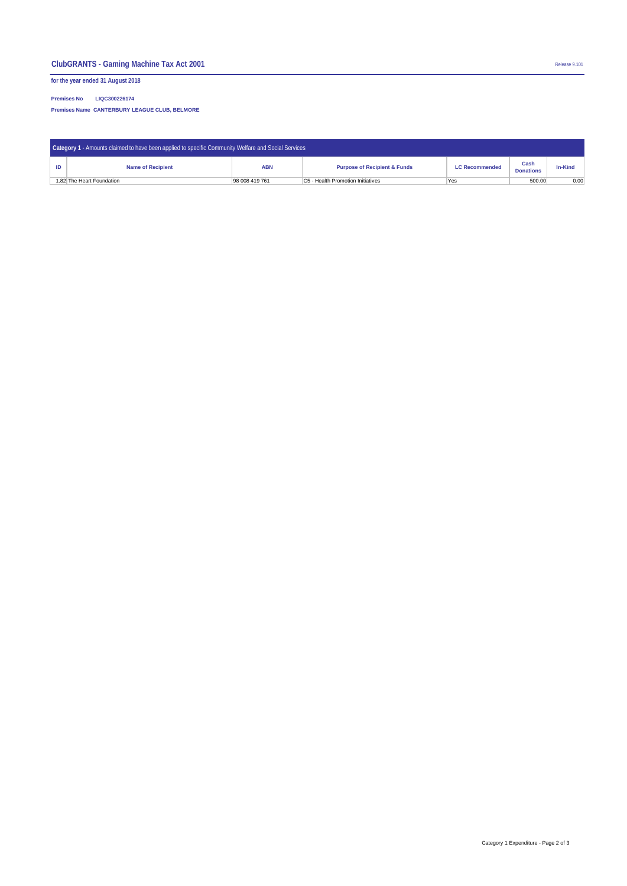## ClubGRANTS - Gaming Machine Tax Act 2001

Release 9.101

**for the year ended 31 August 2018**

**Premises No** LIQC300226174

**Premises Name** CANTERBURY LEAGUE CLUB, BELMORE

**Category 1** - Amounts claimed to have been applied to specific Community Welfare and Social Services

| ID | Name of Recipient | ABN | Purpose of Recipient & Funds | LC Recommended | Cash Donations | In-Kind |
|---|---|---|---|---|---|---|
| 1.82 | The Heart Foundation | 98 008 419 761 | C5 - Health Promotion Initiatives | Yes | 500.00 | 0.00 |

Category 1 Expenditure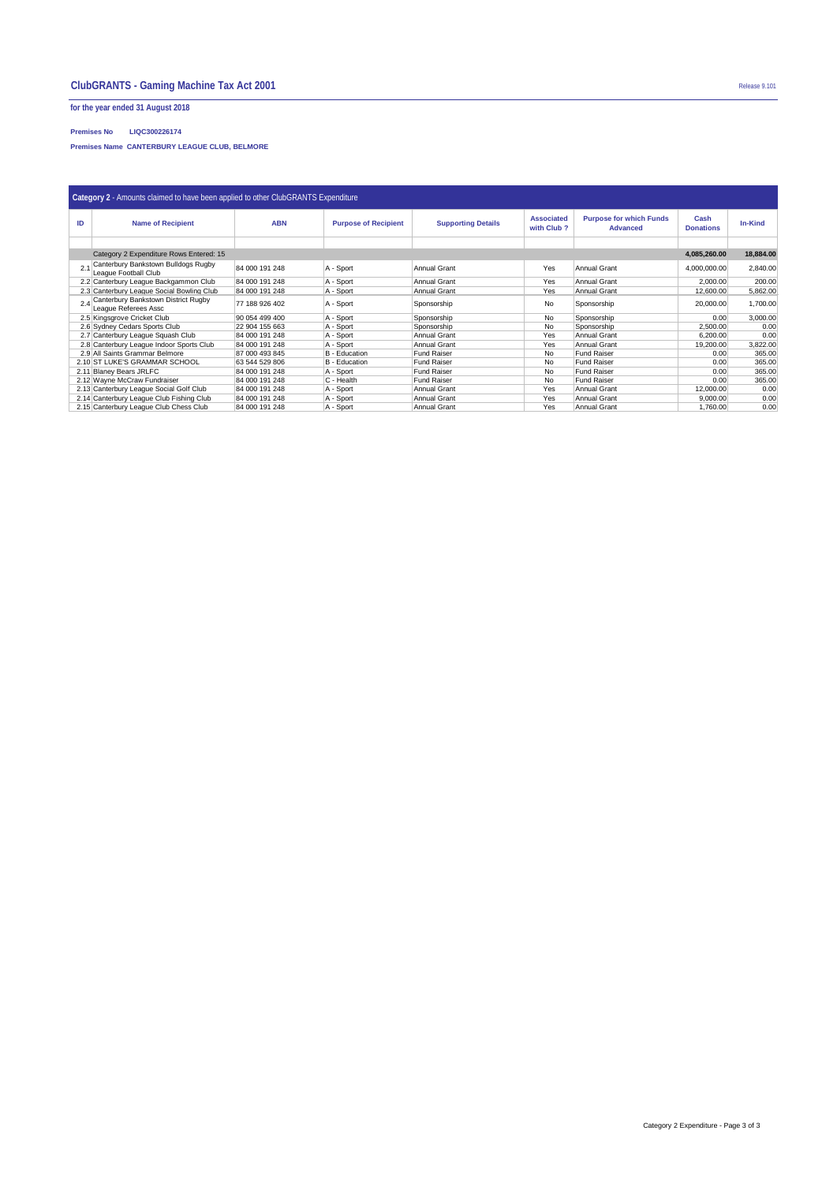## ClubGRANTS - Gaming Machine Tax Act 2001

Release 9.101

**for the year ended 31 August 2018**

**Premises No** LIQC300226174

**Premises Name** CANTERBURY LEAGUE CLUB, BELMORE

**Category 2** - Amounts claimed to have been applied to other ClubGRANTS Expenditure

| ID | Name of Recipient | ABN | Purpose of Recipient | Supporting Details | Associated with Club ? | Purpose for which Funds Advanced | Cash Donations | In-Kind |
|---|---|---|---|---|---|---|---|---|
| | | | | | | | | |
| | Category 2 Expenditure Rows Entered: 15 | | | | | | 4,085,260.00 | 18,884.00 |
| 2.1 | Canterbury Bankstown Bulldogs Rugby League Football Club | 84 000 191 248 | A - Sport | Annual Grant | Yes | Annual Grant | 4,000,000.00 | 2,840.00 |
| 2.2 | Canterbury League Backgammon Club | 84 000 191 248 | A - Sport | Annual Grant | Yes | Annual Grant | 2,000.00 | 200.00 |
| 2.3 | Canterbury League Social Bowling Club | 84 000 191 248 | A - Sport | Annual Grant | Yes | Annual Grant | 12,600.00 | 5,862.00 |
| 2.4 | Canterbury Bankstown District Rugby League Referees Assc | 77 188 926 402 | A - Sport | Sponsorship | No | Sponsorship | 20,000.00 | 1,700.00 |
| 2.5 | Kingsgrove Cricket Club | 90 054 499 400 | A - Sport | Sponsorship | No | Sponsorship | 0.00 | 3,000.00 |
| 2.6 | Sydney Cedars Sports Club | 22 904 155 663 | A - Sport | Sponsorship | No | Sponsorship | 2,500.00 | 0.00 |
| 2.7 | Canterbury League Squash Club | 84 000 191 248 | A - Sport | Annual Grant | Yes | Annual Grant | 6,200.00 | 0.00 |
| 2.8 | Canterbury League Indoor Sports Club | 84 000 191 248 | A - Sport | Annual Grant | Yes | Annual Grant | 19,200.00 | 3,822.00 |
| 2.9 | All Saints Grammar Belmore | 87 000 493 845 | B - Education | Fund Raiser | No | Fund Raiser | 0.00 | 365.00 |
| 2.10 | ST LUKE'S GRAMMAR SCHOOL | 63 544 529 806 | B - Education | Fund Raiser | No | Fund Raiser | 0.00 | 365.00 |
| 2.11 | Blaney Bears JRLFC | 84 000 191 248 | A - Sport | Fund Raiser | No | Fund Raiser | 0.00 | 365.00 |
| 2.12 | Wayne McCraw Fundraiser | 84 000 191 248 | C - Health | Fund Raiser | No | Fund Raiser | 0.00 | 365.00 |
| 2.13 | Canterbury League Social Golf Club | 84 000 191 248 | A - Sport | Annual Grant | Yes | Annual Grant | 12,000.00 | 0.00 |
| 2.14 | Canterbury League Club Fishing Club | 84 000 191 248 | A - Sport | Annual Grant | Yes | Annual Grant | 9,000.00 | 0.00 |
| 2.15 | Canterbury League Club Chess Club | 84 000 191 248 | A - Sport | Annual Grant | Yes | Annual Grant | 1,760.00 | 0.00 |

Category 2 Expenditure